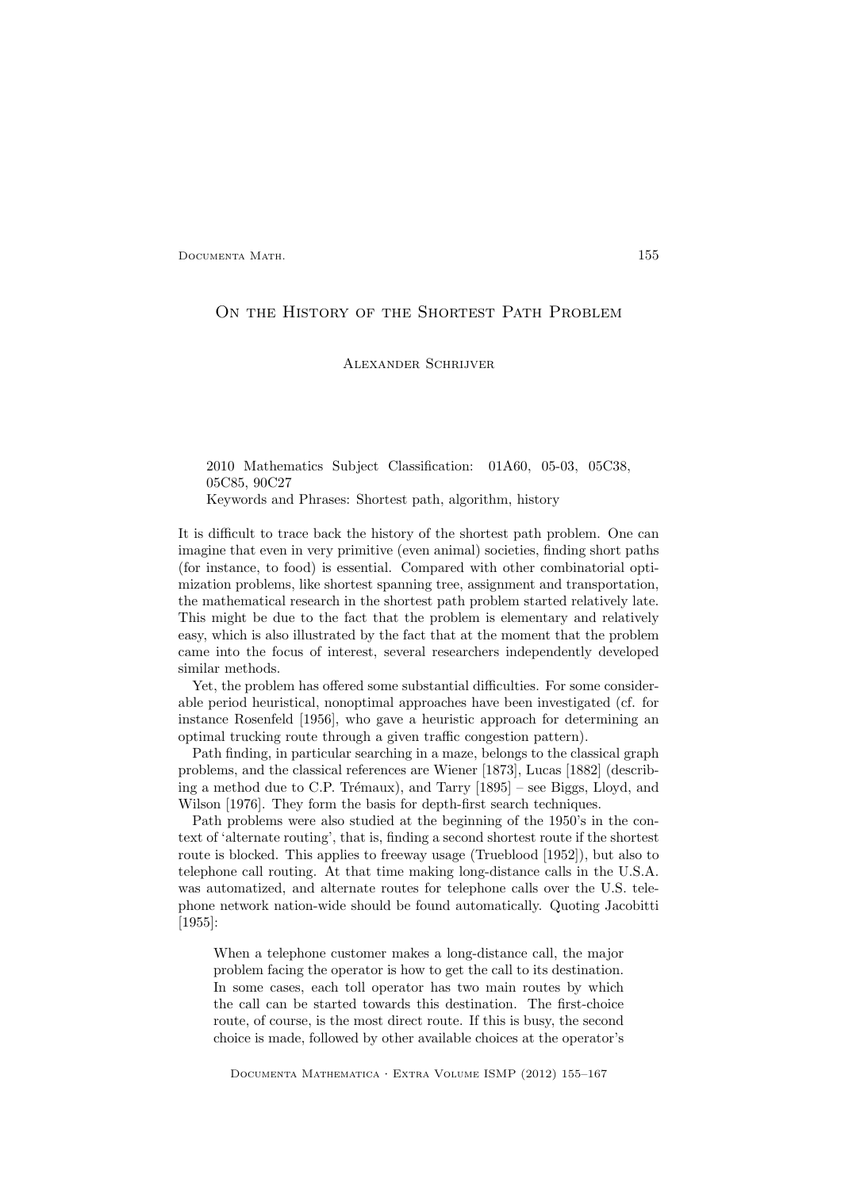# On the History of the Shortest Path Problem

Alexander Schrijver

2010 Mathematics Subject Classification: 01A60, 05-03, 05C38, 05C85, 90C27

Keywords and Phrases: Shortest path, algorithm, history

It is difficult to trace back the history of the shortest path problem. One can imagine that even in very primitive (even animal) societies, finding short paths (for instance, to food) is essential. Compared with other combinatorial optimization problems, like shortest spanning tree, assignment and transportation, the mathematical research in the shortest path problem started relatively late. This might be due to the fact that the problem is elementary and relatively easy, which is also illustrated by the fact that at the moment that the problem came into the focus of interest, several researchers independently developed similar methods.

Yet, the problem has offered some substantial difficulties. For some considerable period heuristical, nonoptimal approaches have been investigated (cf. for instance Rosenfeld [1956], who gave a heuristic approach for determining an optimal trucking route through a given traffic congestion pattern).

Path finding, in particular searching in a maze, belongs to the classical graph problems, and the classical references are Wiener [1873], Lucas [1882] (describing a method due to C.P. Trémaux), and Tarry [1895] – see Biggs, Lloyd, and Wilson [1976]. They form the basis for depth-first search techniques.

Path problems were also studied at the beginning of the 1950's in the context of 'alternate routing', that is, finding a second shortest route if the shortest route is blocked. This applies to freeway usage (Trueblood [1952]), but also to telephone call routing. At that time making long-distance calls in the U.S.A. was automatized, and alternate routes for telephone calls over the U.S. telephone network nation-wide should be found automatically. Quoting Jacobitti [1955]:

> When a telephone customer makes a long-distance call, the major problem facing the operator is how to get the call to its destination. In some cases, each toll operator has two main routes by which the call can be started towards this destination. The first-choice route, of course, is the most direct route. If this is busy, the second choice is made, followed by other available choices at the operator's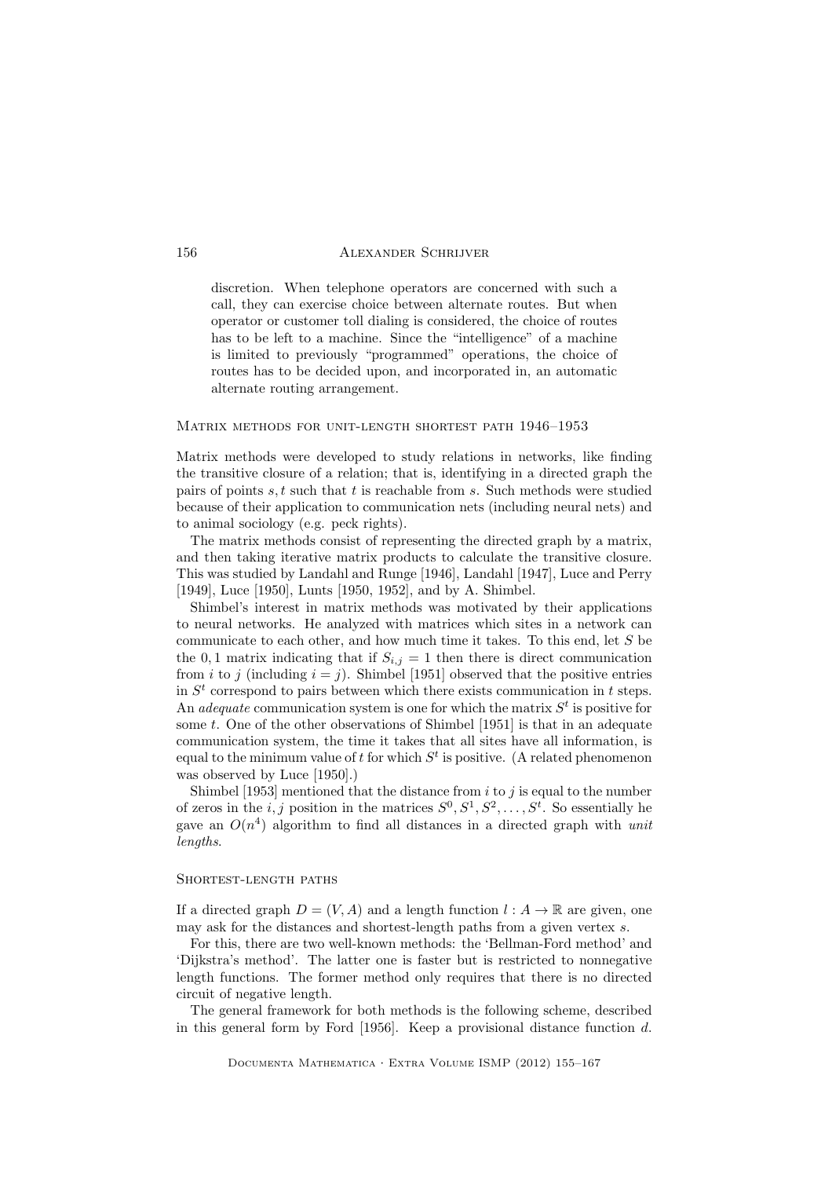discretion. When telephone operators are concerned with such a call, they can exercise choice between alternate routes. But when operator or customer toll dialing is considered, the choice of routes has to be left to a machine. Since the "intelligence" of a machine is limited to previously "programmed" operations, the choice of routes has to be decided upon, and incorporated in, an automatic alternate routing arrangement.

## Matrix methods for unit-length shortest path 1946–1953

Matrix methods were developed to study relations in networks, like finding the transitive closure of a relation; that is, identifying in a directed graph the pairs of points $s, t$ such that $t$ is reachable from $s$. Such methods were studied because of their application to communication nets (including neural nets) and to animal sociology (e.g. peck rights).

The matrix methods consist of representing the directed graph by a matrix, and then taking iterative matrix products to calculate the transitive closure. This was studied by Landahl and Runge [1946], Landahl [1947], Luce and Perry [1949], Luce [1950], Lunts [1950, 1952], and by A. Shimbel.

Shimbel's interest in matrix methods was motivated by their applications to neural networks. He analyzed with matrices which sites in a network can communicate to each other, and how much time it takes. To this end, let $S$ be the 0, 1 matrix indicating that if $S_{i,j} = 1$ then there is direct communication from $i$ to $j$ (including $i = j$). Shimbel [1951] observed that the positive entries in $S^t$ correspond to pairs between which there exists communication in $t$ steps. An *adequate* communication system is one for which the matrix $S^t$ is positive for some $t$. One of the other observations of Shimbel [1951] is that in an adequate communication system, the time it takes that all sites have all information, is equal to the minimum value of $t$ for which $S^t$ is positive. (A related phenomenon was observed by Luce [1950].)

Shimbel [1953] mentioned that the distance from $i$ to $j$ is equal to the number of zeros in the $i, j$ position in the matrices $S^0, S^1, S^2, \ldots, S^t$. So essentially he gave an $O(n^4)$ algorithm to find all distances in a directed graph with *unit lengths*.

## Shortest-length paths

If a directed graph $D = (V, A)$ and a length function $l : A \to \mathbb{R}$ are given, one may ask for the distances and shortest-length paths from a given vertex $s$.

For this, there are two well-known methods: the 'Bellman-Ford method' and 'Dijkstra's method'. The latter one is faster but is restricted to nonnegative length functions. The former method only requires that there is no directed circuit of negative length.

The general framework for both methods is the following scheme, described in this general form by Ford [1956]. Keep a provisional distance function $d$.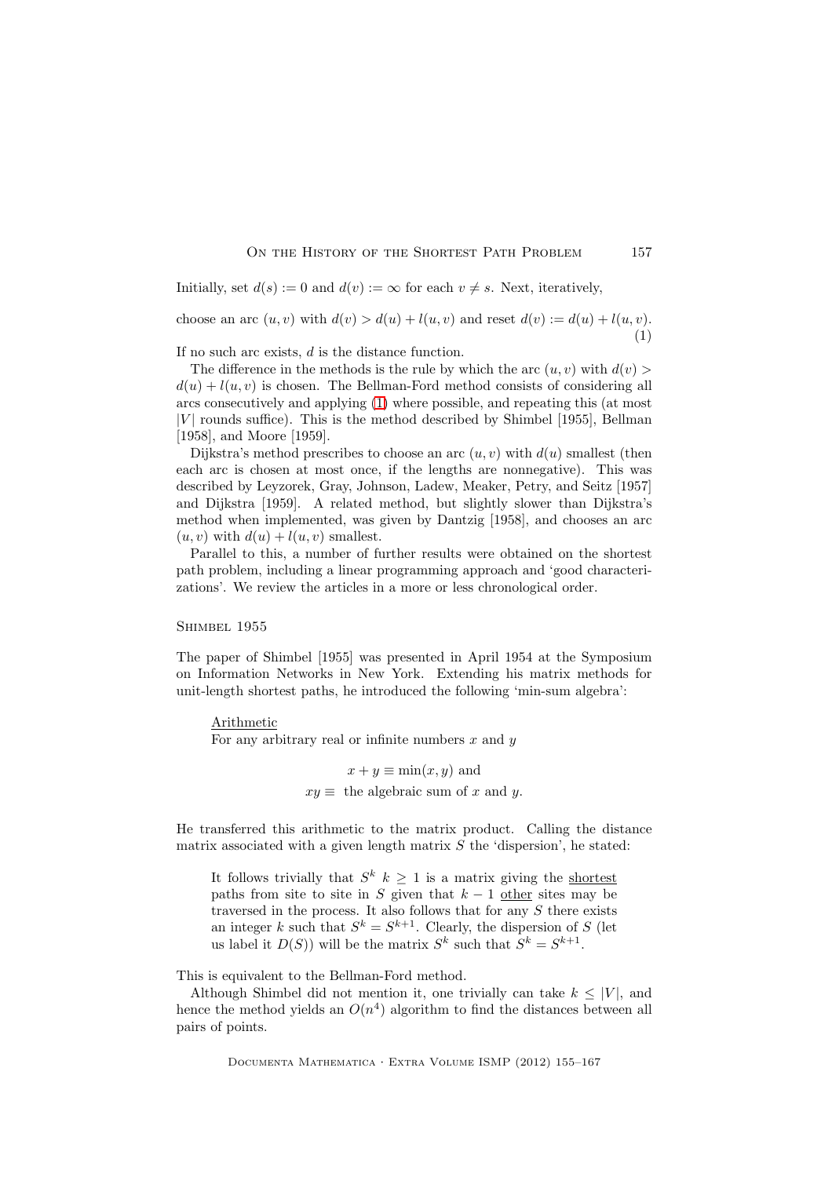Initially, set $d(s) := 0$ and $d(v) := \infty$ for each $v \neq s$. Next, iteratively,

$$\text{choose an arc } (u,v) \text{ with } d(v) > d(u) + l(u,v) \text{ and reset } d(v) := d(u) + l(u,v). \tag{1}$$

If no such arc exists, $d$ is the distance function.

The difference in the methods is the rule by which the arc $(u,v)$ with $d(v) > d(u) + l(u,v)$ is chosen. The Bellman-Ford method consists of considering all arcs consecutively and applying (1) where possible, and repeating this (at most $|V|$ rounds suffice). This is the method described by Shimbel [1955], Bellman [1958], and Moore [1959].

Dijkstra's method prescribes to choose an arc $(u,v)$ with $d(u)$ smallest (then each arc is chosen at most once, if the lengths are nonnegative). This was described by Leyzorek, Gray, Johnson, Ladew, Meaker, Petry, and Seitz [1957] and Dijkstra [1959]. A related method, but slightly slower than Dijkstra's method when implemented, was given by Dantzig [1958], and chooses an arc $(u,v)$ with $d(u) + l(u,v)$ smallest.

Parallel to this, a number of further results were obtained on the shortest path problem, including a linear programming approach and 'good characterizations'. We review the articles in a more or less chronological order.

## Shimbel 1955

The paper of Shimbel [1955] was presented in April 1954 at the Symposium on Information Networks in New York. Extending his matrix methods for unit-length shortest paths, he introduced the following 'min-sum algebra':

> Arithmetic
>
> For any arbitrary real or infinite numbers $x$ and $y$
>
> $$x + y \equiv \min(x,y) \text{ and}$$
> $$xy \equiv \text{ the algebraic sum of } x \text{ and } y.$$

He transferred this arithmetic to the matrix product. Calling the distance matrix associated with a given length matrix $S$ the 'dispersion', he stated:

> It follows trivially that $S^k$ $k \geq 1$ is a matrix giving the shortest paths from site to site in $S$ given that $k-1$ other sites may be traversed in the process. It also follows that for any $S$ there exists an integer $k$ such that $S^k = S^{k+1}$. Clearly, the dispersion of $S$ (let us label it $D(S)$) will be the matrix $S^k$ such that $S^k = S^{k+1}$.

This is equivalent to the Bellman-Ford method.

Although Shimbel did not mention it, one trivially can take $k \leq |V|$, and hence the method yields an $O(n^4)$ algorithm to find the distances between all pairs of points.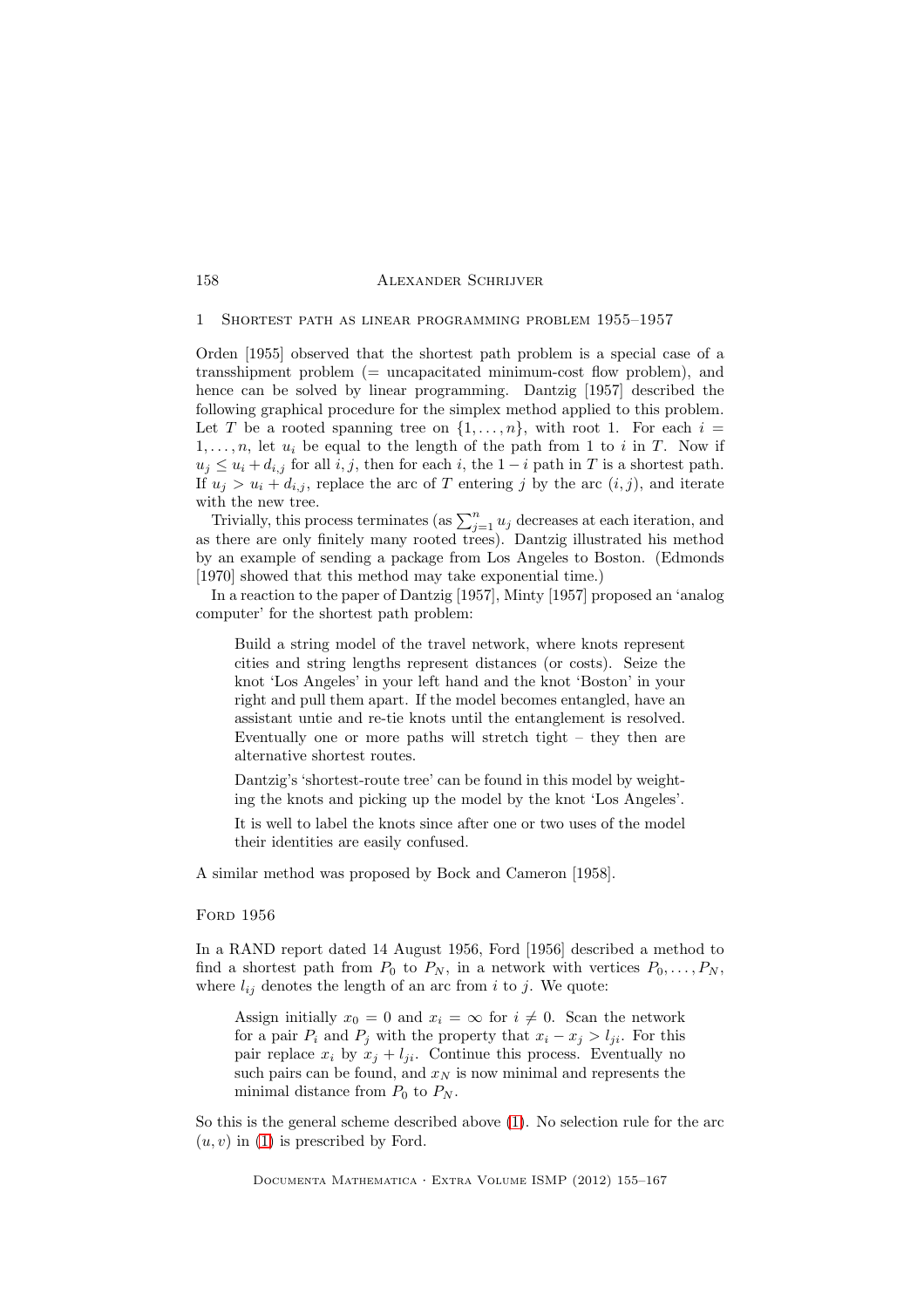## 1 Shortest path as linear programming problem 1955–1957

Orden [1955] observed that the shortest path problem is a special case of a transshipment problem (= uncapacitated minimum-cost flow problem), and hence can be solved by linear programming. Dantzig [1957] described the following graphical procedure for the simplex method applied to this problem. Let $T$ be a rooted spanning tree on $\{1, \ldots, n\}$, with root 1. For each $i = 1, \ldots, n$, let $u_i$ be equal to the length of the path from 1 to $i$ in $T$. Now if $u_j \leq u_i + d_{i,j}$ for all $i, j$, then for each $i$, the $1-i$ path in $T$ is a shortest path. If $u_j > u_i + d_{i,j}$, replace the arc of $T$ entering $j$ by the arc $(i,j)$, and iterate with the new tree.

Trivially, this process terminates (as $\sum_{j=1}^{n} u_j$ decreases at each iteration, and as there are only finitely many rooted trees). Dantzig illustrated his method by an example of sending a package from Los Angeles to Boston. (Edmonds [1970] showed that this method may take exponential time.)

In a reaction to the paper of Dantzig [1957], Minty [1957] proposed an 'analog computer' for the shortest path problem:

> Build a string model of the travel network, where knots represent cities and string lengths represent distances (or costs). Seize the knot 'Los Angeles' in your left hand and the knot 'Boston' in your right and pull them apart. If the model becomes entangled, have an assistant untie and re-tie knots until the entanglement is resolved. Eventually one or more paths will stretch tight – they then are alternative shortest routes.
>
> Dantzig's 'shortest-route tree' can be found in this model by weighting the knots and picking up the model by the knot 'Los Angeles'.
>
> It is well to label the knots since after one or two uses of the model their identities are easily confused.

A similar method was proposed by Bock and Cameron [1958].

### Ford 1956

In a RAND report dated 14 August 1956, Ford [1956] described a method to find a shortest path from $P_0$ to $P_N$, in a network with vertices $P_0, \ldots, P_N$, where $l_{ij}$ denotes the length of an arc from $i$ to $j$. We quote:

> Assign initially $x_0 = 0$ and $x_i = \infty$ for $i \neq 0$. Scan the network for a pair $P_i$ and $P_j$ with the property that $x_i - x_j > l_{ji}$. For this pair replace $x_i$ by $x_j + l_{ji}$. Continue this process. Eventually no such pairs can be found, and $x_N$ is now minimal and represents the minimal distance from $P_0$ to $P_N$.

So this is the general scheme described above (1). No selection rule for the arc $(u, v)$ in (1) is prescribed by Ford.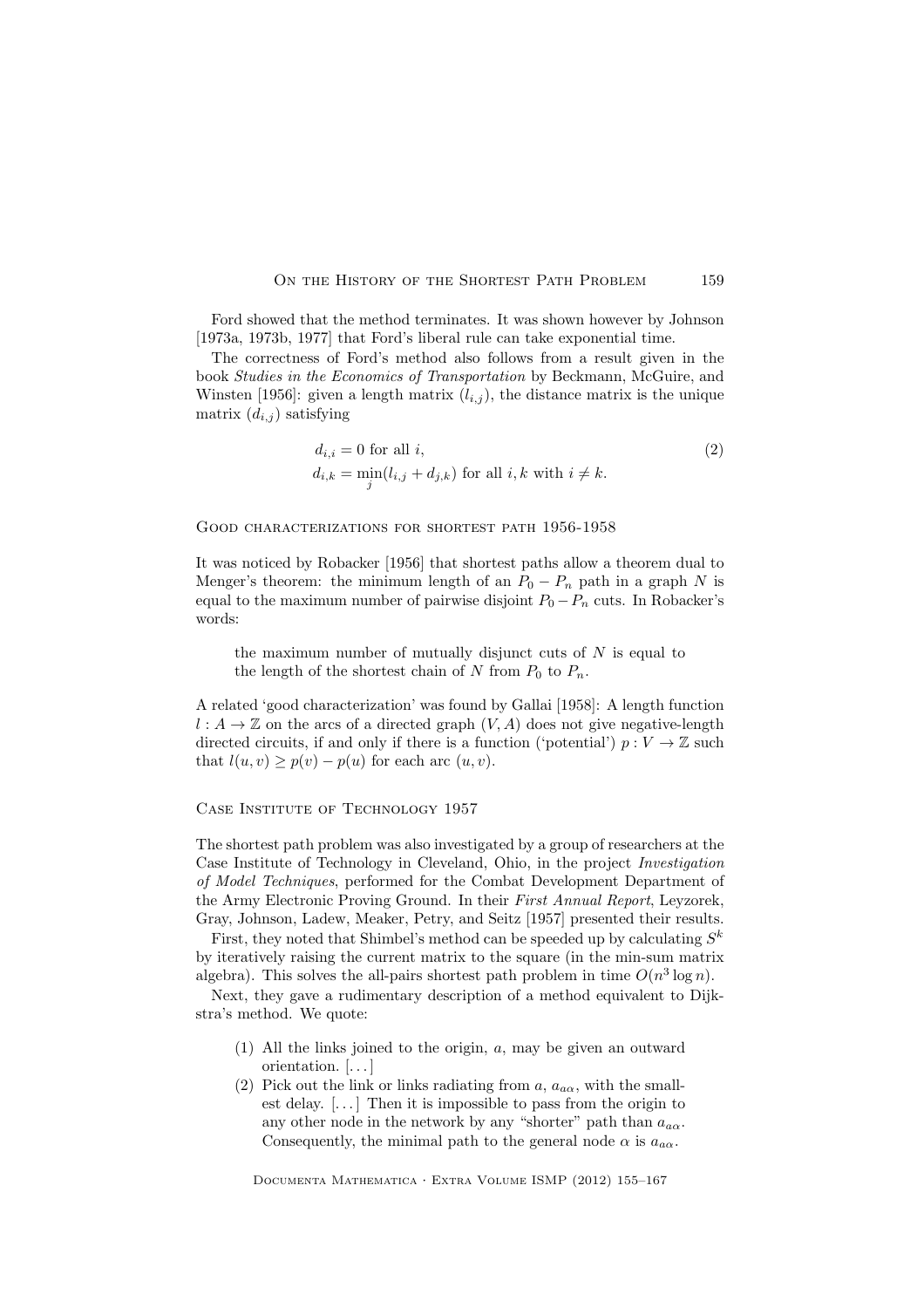Ford showed that the method terminates. It was shown however by Johnson [1973a, 1973b, 1977] that Ford's liberal rule can take exponential time.

The correctness of Ford's method also follows from a result given in the book *Studies in the Economics of Transportation* by Beckmann, McGuire, and Winsten [1956]: given a length matrix $(l_{i,j})$, the distance matrix is the unique matrix $(d_{i,j})$ satisfying

$$
\begin{aligned}
& d_{i,i} = 0 \text{ for all } i, \\
& d_{i,k} = \min_j (l_{i,j} + d_{j,k}) \text{ for all } i, k \text{ with } i \neq k.
\end{aligned}
\tag{2}
$$

## Good characterizations for shortest path 1956-1958

It was noticed by Robacker [1956] that shortest paths allow a theorem dual to Menger's theorem: the minimum length of an $P_0 - P_n$ path in a graph $N$ is equal to the maximum number of pairwise disjoint $P_0 - P_n$ cuts. In Robacker's words:

> the maximum number of mutually disjunct cuts of $N$ is equal to the length of the shortest chain of $N$ from $P_0$ to $P_n$.

A related 'good characterization' was found by Gallai [1958]: A length function $l : A \to \mathbb{Z}$ on the arcs of a directed graph $(V, A)$ does not give negative-length directed circuits, if and only if there is a function ('potential') $p : V \to \mathbb{Z}$ such that $l(u, v) \geq p(v) - p(u)$ for each arc $(u, v)$.

## Case Institute of Technology 1957

The shortest path problem was also investigated by a group of researchers at the Case Institute of Technology in Cleveland, Ohio, in the project *Investigation of Model Techniques*, performed for the Combat Development Department of the Army Electronic Proving Ground. In their *First Annual Report*, Leyzorek, Gray, Johnson, Ladew, Meaker, Petry, and Seitz [1957] presented their results.

First, they noted that Shimbel's method can be speeded up by calculating $S^k$ by iteratively raising the current matrix to the square (in the min-sum matrix algebra). This solves the all-pairs shortest path problem in time $O(n^3 \log n)$.

Next, they gave a rudimentary description of a method equivalent to Dijkstra's method. We quote:

> (1) All the links joined to the origin, $a$, may be given an outward orientation. [...]
>
> (2) Pick out the link or links radiating from $a$, $a_{a\alpha}$, with the smallest delay. [...] Then it is impossible to pass from the origin to any other node in the network by any "shorter" path than $a_{a\alpha}$. Consequently, the minimal path to the general node $\alpha$ is $a_{a\alpha}$.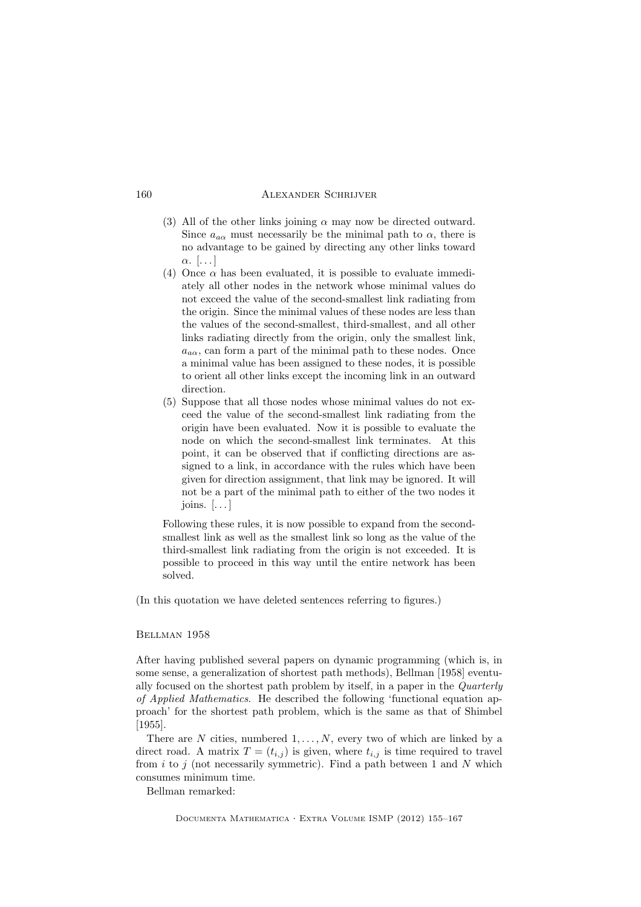(3) All of the other links joining $\alpha$ may now be directed outward. Since $a_{a\alpha}$ must necessarily be the minimal path to $\alpha$, there is no advantage to be gained by directing any other links toward $\alpha$. [...]

(4) Once $\alpha$ has been evaluated, it is possible to evaluate immediately all other nodes in the network whose minimal values do not exceed the value of the second-smallest link radiating from the origin. Since the minimal values of these nodes are less than the values of the second-smallest, third-smallest, and all other links radiating directly from the origin, only the smallest link, $a_{a\alpha}$, can form a part of the minimal path to these nodes. Once a minimal value has been assigned to these nodes, it is possible to orient all other links except the incoming link in an outward direction.

(5) Suppose that all those nodes whose minimal values do not exceed the value of the second-smallest link radiating from the origin have been evaluated. Now it is possible to evaluate the node on which the second-smallest link terminates. At this point, it can be observed that if conflicting directions are assigned to a link, in accordance with the rules which have been given for direction assignment, that link may be ignored. It will not be a part of the minimal path to either of the two nodes it joins. [...]

Following these rules, it is now possible to expand from the second-smallest link as well as the smallest link so long as the value of the third-smallest link radiating from the origin is not exceeded. It is possible to proceed in this way until the entire network has been solved.

(In this quotation we have deleted sentences referring to figures.)

## Bellman 1958

After having published several papers on dynamic programming (which is, in some sense, a generalization of shortest path methods), Bellman [1958] eventually focused on the shortest path problem by itself, in a paper in the *Quarterly of Applied Mathematics*. He described the following 'functional equation approach' for the shortest path problem, which is the same as that of Shimbel [1955].

There are $N$ cities, numbered $1, \dots, N$, every two of which are linked by a direct road. A matrix $T = (t_{i,j})$ is given, where $t_{i,j}$ is time required to travel from $i$ to $j$ (not necessarily symmetric). Find a path between 1 and $N$ which consumes minimum time.

Bellman remarked: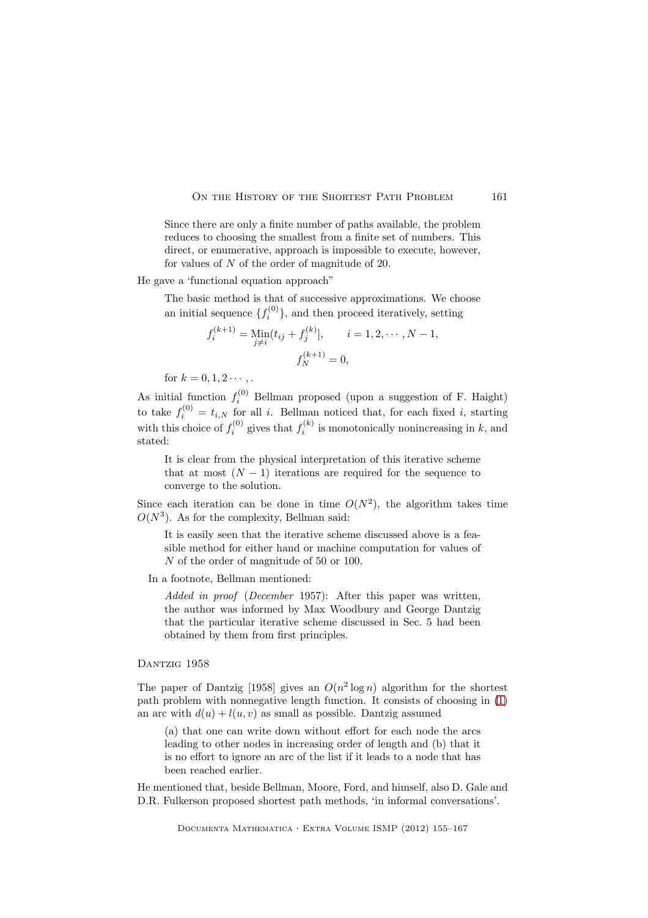> Since there are only a finite number of paths available, the problem reduces to choosing the smallest from a finite set of numbers. This direct, or enumerative, approach is impossible to execute, however, for values of $N$ of the order of magnitude of 20.

He gave a 'functional equation approach"

> The basic method is that of successive approximations. We choose an initial sequence $\{f_i^{(0)}\}$, and then proceed iteratively, setting
>
> $$f_i^{(k+1)} = \underset{j \neq i}{\mathrm{Min}}(t_{ij} + f_j^{(k)}], \qquad i = 1, 2, \cdots, N-1,$$
> $$f_N^{(k+1)} = 0,$$
>
> for $k = 0, 1, 2 \cdots,$.

As initial function $f_i^{(0)}$ Bellman proposed (upon a suggestion of F. Haight) to take $f_i^{(0)} = t_{i,N}$ for all $i$. Bellman noticed that, for each fixed $i$, starting with this choice of $f_i^{(0)}$ gives that $f_i^{(k)}$ is monotonically nonincreasing in $k$, and stated:

> It is clear from the physical interpretation of this iterative scheme that at most $(N-1)$ iterations are required for the sequence to converge to the solution.

Since each iteration can be done in time $O(N^2)$, the algorithm takes time $O(N^3)$. As for the complexity, Bellman said:

> It is easily seen that the iterative scheme discussed above is a feasible method for either hand or machine computation for values of $N$ of the order of magnitude of 50 or 100.

In a footnote, Bellman mentioned:

> *Added in proof* (*December* 1957): After this paper was written, the author was informed by Max Woodbury and George Dantzig that the particular iterative scheme discussed in Sec. 5 had been obtained by them from first principles.

## Dantzig 1958

The paper of Dantzig [1958] gives an $O(n^2 \log n)$ algorithm for the shortest path problem with nonnegative length function. It consists of choosing in (1) an arc with $d(u) + l(u, v)$ as small as possible. Dantzig assumed

> (a) that one can write down without effort for each node the arcs leading to other nodes in increasing order of length and (b) that it is no effort to ignore an arc of the list if it leads to a node that has been reached earlier.

He mentioned that, beside Bellman, Moore, Ford, and himself, also D. Gale and D.R. Fulkerson proposed shortest path methods, 'in informal conversations'.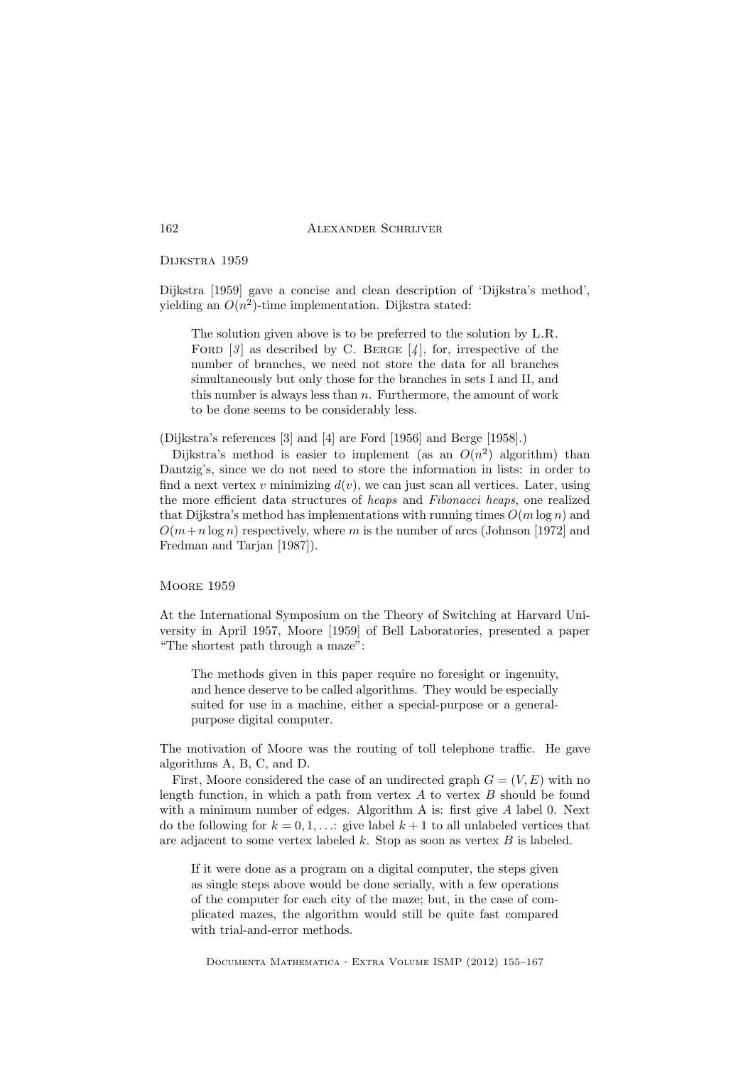## Dijkstra 1959

Dijkstra [1959] gave a concise and clean description of 'Dijkstra's method', yielding an $O(n^2)$-time implementation. Dijkstra stated:

> The solution given above is to be preferred to the solution by L.R. Ford [*3*] as described by C. Berge [*4*], for, irrespective of the number of branches, we need not store the data for all branches simultaneously but only those for the branches in sets I and II, and this number is always less than $n$. Furthermore, the amount of work to be done seems to be considerably less.

(Dijkstra's references [3] and [4] are Ford [1956] and Berge [1958].)

Dijkstra's method is easier to implement (as an $O(n^2)$ algorithm) than Dantzig's, since we do not need to store the information in lists: in order to find a next vertex $v$ minimizing $d(v)$, we can just scan all vertices. Later, using the more efficient data structures of *heaps* and *Fibonacci heaps*, one realized that Dijkstra's method has implementations with running times $O(m \log n)$ and $O(m+n \log n)$ respectively, where $m$ is the number of arcs (Johnson [1972] and Fredman and Tarjan [1987]).

## Moore 1959

At the International Symposium on the Theory of Switching at Harvard University in April 1957, Moore [1959] of Bell Laboratories, presented a paper "The shortest path through a maze":

> The methods given in this paper require no foresight or ingenuity, and hence deserve to be called algorithms. They would be especially suited for use in a machine, either a special-purpose or a general-purpose digital computer.

The motivation of Moore was the routing of toll telephone traffic. He gave algorithms A, B, C, and D.

First, Moore considered the case of an undirected graph $G = (V, E)$ with no length function, in which a path from vertex $A$ to vertex $B$ should be found with a minimum number of edges. Algorithm A is: first give $A$ label 0. Next do the following for $k = 0, 1, \ldots$: give label $k + 1$ to all unlabeled vertices that are adjacent to some vertex labeled $k$. Stop as soon as vertex $B$ is labeled.

> If it were done as a program on a digital computer, the steps given as single steps above would be done serially, with a few operations of the computer for each city of the maze; but, in the case of complicated mazes, the algorithm would still be quite fast compared with trial-and-error methods.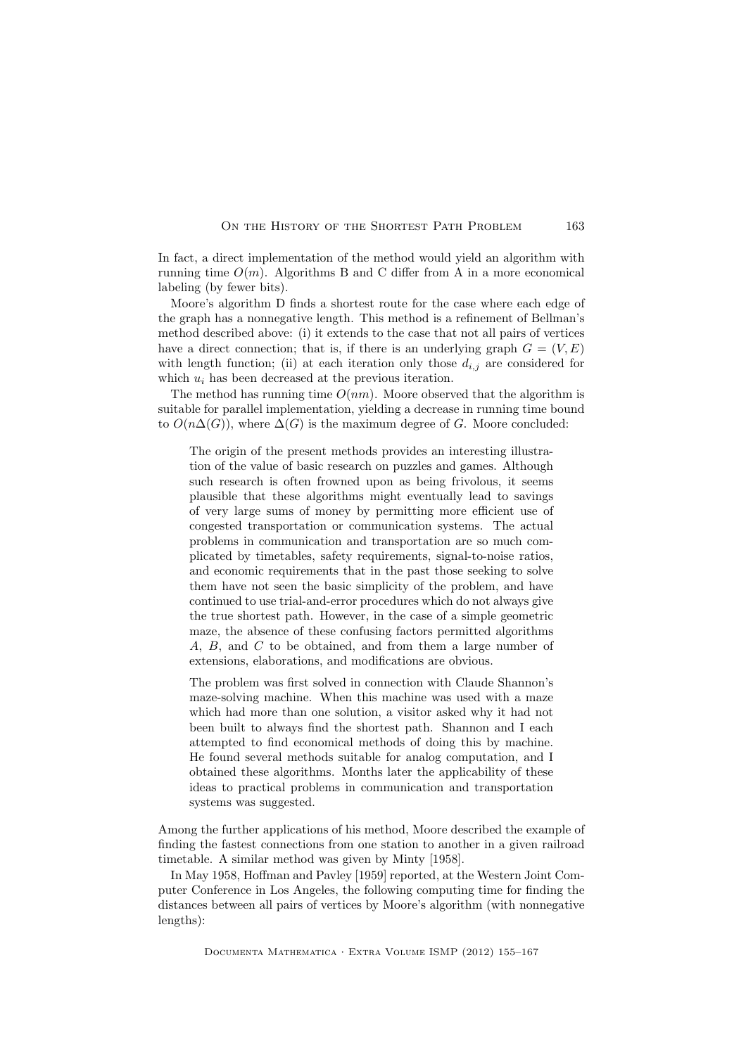In fact, a direct implementation of the method would yield an algorithm with running time $O(m)$. Algorithms B and C differ from A in a more economical labeling (by fewer bits).

Moore's algorithm D finds a shortest route for the case where each edge of the graph has a nonnegative length. This method is a refinement of Bellman's method described above: (i) it extends to the case that not all pairs of vertices have a direct connection; that is, if there is an underlying graph $G = (V, E)$ with length function; (ii) at each iteration only those $d_{i,j}$ are considered for which $u_i$ has been decreased at the previous iteration.

The method has running time $O(nm)$. Moore observed that the algorithm is suitable for parallel implementation, yielding a decrease in running time bound to $O(n\Delta(G))$, where $\Delta(G)$ is the maximum degree of $G$. Moore concluded:

> The origin of the present methods provides an interesting illustration of the value of basic research on puzzles and games. Although such research is often frowned upon as being frivolous, it seems plausible that these algorithms might eventually lead to savings of very large sums of money by permitting more efficient use of congested transportation or communication systems. The actual problems in communication and transportation are so much complicated by timetables, safety requirements, signal-to-noise ratios, and economic requirements that in the past those seeking to solve them have not seen the basic simplicity of the problem, and have continued to use trial-and-error procedures which do not always give the true shortest path. However, in the case of a simple geometric maze, the absence of these confusing factors permitted algorithms *A*, *B*, and *C* to be obtained, and from them a large number of extensions, elaborations, and modifications are obvious.
>
> The problem was first solved in connection with Claude Shannon's maze-solving machine. When this machine was used with a maze which had more than one solution, a visitor asked why it had not been built to always find the shortest path. Shannon and I each attempted to find economical methods of doing this by machine. He found several methods suitable for analog computation, and I obtained these algorithms. Months later the applicability of these ideas to practical problems in communication and transportation systems was suggested.

Among the further applications of his method, Moore described the example of finding the fastest connections from one station to another in a given railroad timetable. A similar method was given by Minty [1958].

In May 1958, Hoffman and Pavley [1959] reported, at the Western Joint Computer Conference in Los Angeles, the following computing time for finding the distances between all pairs of vertices by Moore's algorithm (with nonnegative lengths):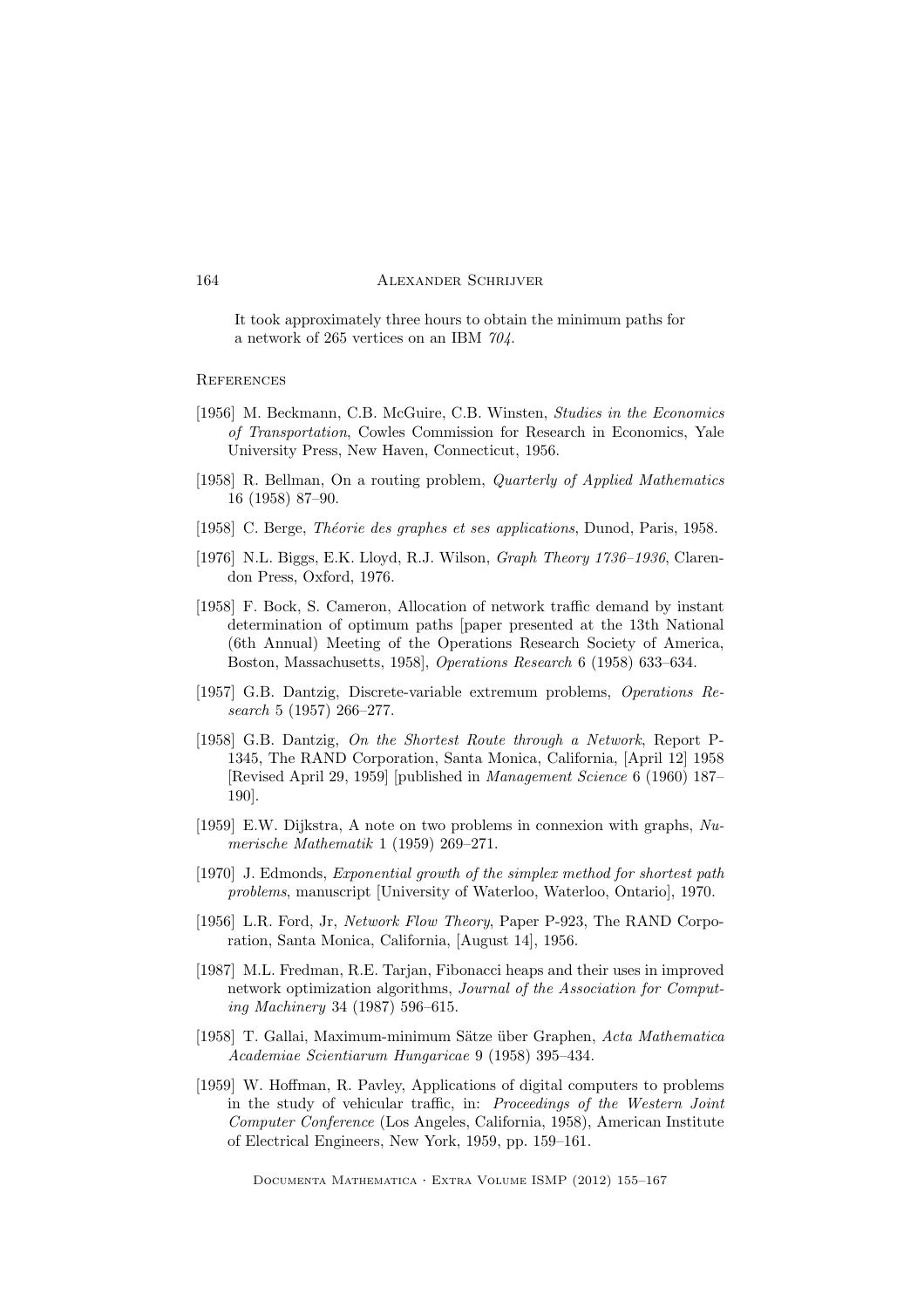It took approximately three hours to obtain the minimum paths for a network of 265 vertices on an IBM *704*.

## References

[1956] M. Beckmann, C.B. McGuire, C.B. Winsten, *Studies in the Economics of Transportation*, Cowles Commission for Research in Economics, Yale University Press, New Haven, Connecticut, 1956.

[1958] R. Bellman, On a routing problem, *Quarterly of Applied Mathematics* 16 (1958) 87–90.

[1958] C. Berge, *Théorie des graphes et ses applications*, Dunod, Paris, 1958.

[1976] N.L. Biggs, E.K. Lloyd, R.J. Wilson, *Graph Theory 1736–1936*, Clarendon Press, Oxford, 1976.

[1958] F. Bock, S. Cameron, Allocation of network traffic demand by instant determination of optimum paths [paper presented at the 13th National (6th Annual) Meeting of the Operations Research Society of America, Boston, Massachusetts, 1958], *Operations Research* 6 (1958) 633–634.

[1957] G.B. Dantzig, Discrete-variable extremum problems, *Operations Research* 5 (1957) 266–277.

[1958] G.B. Dantzig, *On the Shortest Route through a Network*, Report P-1345, The RAND Corporation, Santa Monica, California, [April 12] 1958 [Revised April 29, 1959] [published in *Management Science* 6 (1960) 187–190].

[1959] E.W. Dijkstra, A note on two problems in connexion with graphs, *Numerische Mathematik* 1 (1959) 269–271.

[1970] J. Edmonds, *Exponential growth of the simplex method for shortest path problems*, manuscript [University of Waterloo, Waterloo, Ontario], 1970.

[1956] L.R. Ford, Jr, *Network Flow Theory*, Paper P-923, The RAND Corporation, Santa Monica, California, [August 14], 1956.

[1987] M.L. Fredman, R.E. Tarjan, Fibonacci heaps and their uses in improved network optimization algorithms, *Journal of the Association for Computing Machinery* 34 (1987) 596–615.

[1958] T. Gallai, Maximum-minimum Sätze über Graphen, *Acta Mathematica Academiae Scientiarum Hungaricae* 9 (1958) 395–434.

[1959] W. Hoffman, R. Pavley, Applications of digital computers to problems in the study of vehicular traffic, in: *Proceedings of the Western Joint Computer Conference* (Los Angeles, California, 1958), American Institute of Electrical Engineers, New York, 1959, pp. 159–161.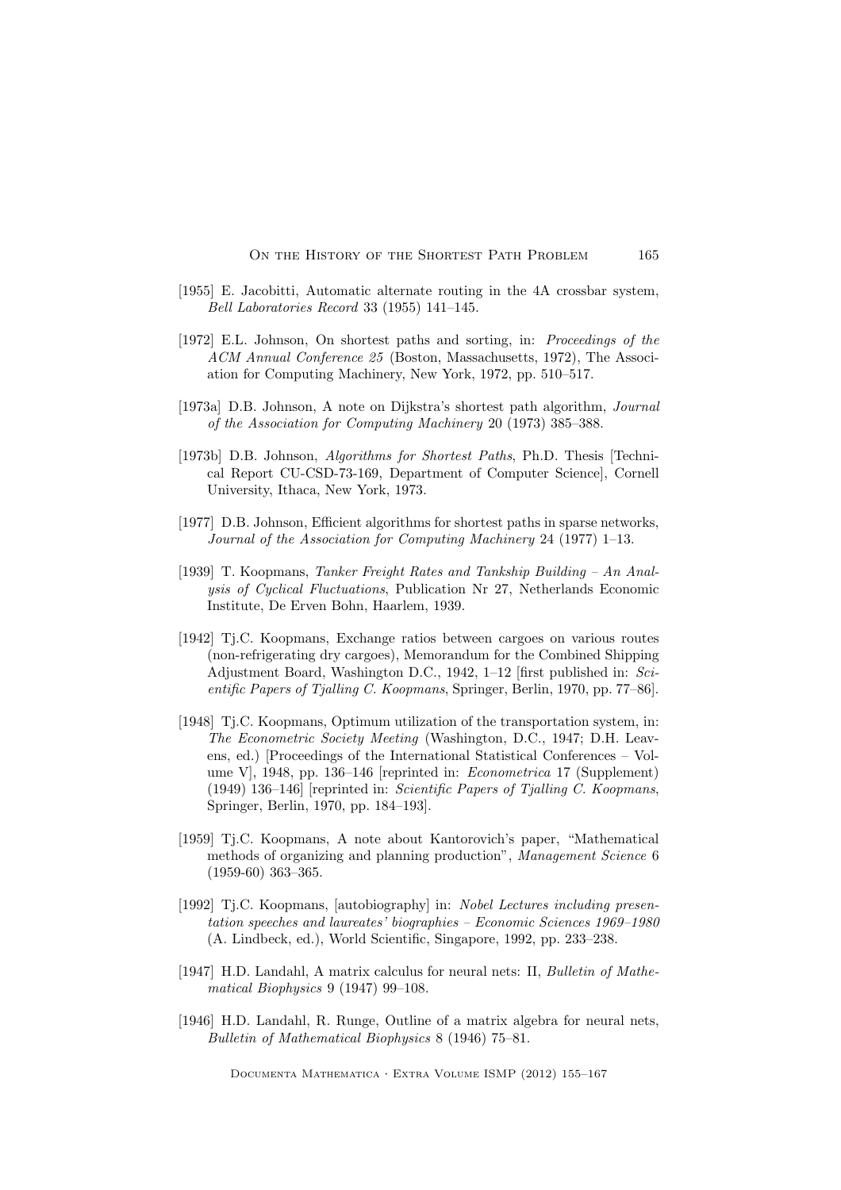[1955] E. Jacobitti, Automatic alternate routing in the 4A crossbar system, *Bell Laboratories Record* 33 (1955) 141–145.

[1972] E.L. Johnson, On shortest paths and sorting, in: *Proceedings of the ACM Annual Conference 25* (Boston, Massachusetts, 1972), The Association for Computing Machinery, New York, 1972, pp. 510–517.

[1973a] D.B. Johnson, A note on Dijkstra's shortest path algorithm, *Journal of the Association for Computing Machinery* 20 (1973) 385–388.

[1973b] D.B. Johnson, *Algorithms for Shortest Paths*, Ph.D. Thesis [Technical Report CU-CSD-73-169, Department of Computer Science], Cornell University, Ithaca, New York, 1973.

[1977] D.B. Johnson, Efficient algorithms for shortest paths in sparse networks, *Journal of the Association for Computing Machinery* 24 (1977) 1–13.

[1939] T. Koopmans, *Tanker Freight Rates and Tankship Building – An Analysis of Cyclical Fluctuations*, Publication Nr 27, Netherlands Economic Institute, De Erven Bohn, Haarlem, 1939.

[1942] Tj.C. Koopmans, Exchange ratios between cargoes on various routes (non-refrigerating dry cargoes), Memorandum for the Combined Shipping Adjustment Board, Washington D.C., 1942, 1–12 [first published in: *Scientific Papers of Tjalling C. Koopmans*, Springer, Berlin, 1970, pp. 77–86].

[1948] Tj.C. Koopmans, Optimum utilization of the transportation system, in: *The Econometric Society Meeting* (Washington, D.C., 1947; D.H. Leavens, ed.) [Proceedings of the International Statistical Conferences – Volume V], 1948, pp. 136–146 [reprinted in: *Econometrica* 17 (Supplement) (1949) 136–146] [reprinted in: *Scientific Papers of Tjalling C. Koopmans*, Springer, Berlin, 1970, pp. 184–193].

[1959] Tj.C. Koopmans, A note about Kantorovich's paper, "Mathematical methods of organizing and planning production", *Management Science* 6 (1959-60) 363–365.

[1992] Tj.C. Koopmans, [autobiography] in: *Nobel Lectures including presentation speeches and laureates' biographies – Economic Sciences 1969–1980* (A. Lindbeck, ed.), World Scientific, Singapore, 1992, pp. 233–238.

[1947] H.D. Landahl, A matrix calculus for neural nets: II, *Bulletin of Mathematical Biophysics* 9 (1947) 99–108.

[1946] H.D. Landahl, R. Runge, Outline of a matrix algebra for neural nets, *Bulletin of Mathematical Biophysics* 8 (1946) 75–81.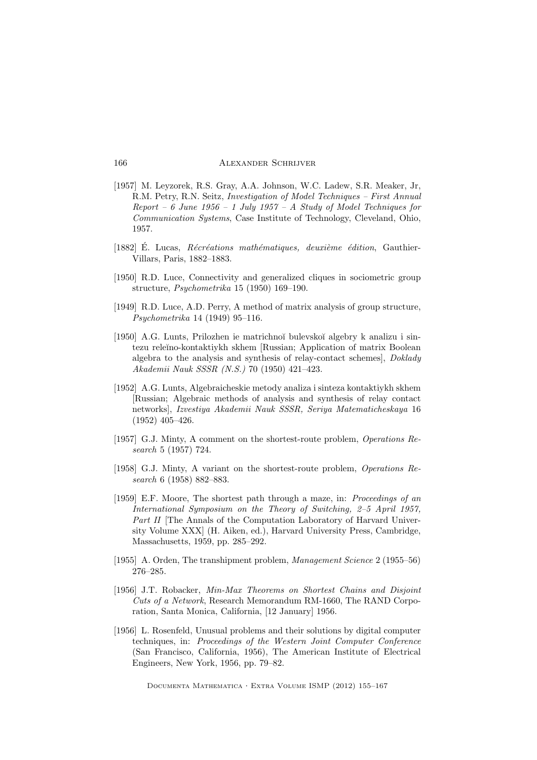[1957] M. Leyzorek, R.S. Gray, A.A. Johnson, W.C. Ladew, S.R. Meaker, Jr, R.M. Petry, R.N. Seitz, *Investigation of Model Techniques – First Annual Report – 6 June 1956 – 1 July 1957 – A Study of Model Techniques for Communication Systems*, Case Institute of Technology, Cleveland, Ohio, 1957.

[1882] É. Lucas, *Récréations mathématiques, deuxième édition*, Gauthier-Villars, Paris, 1882–1883.

[1950] R.D. Luce, Connectivity and generalized cliques in sociometric group structure, *Psychometrika* 15 (1950) 169–190.

[1949] R.D. Luce, A.D. Perry, A method of matrix analysis of group structure, *Psychometrika* 14 (1949) 95–116.

[1950] A.G. Lunts, Prilozhen ie matrichnoĭ bulevskoĭ algebry k analizu i sintezu releĭno-kontaktiykh skhem [Russian; Application of matrix Boolean algebra to the analysis and synthesis of relay-contact schemes], *Doklady Akademii Nauk SSSR (N.S.)* 70 (1950) 421–423.

[1952] A.G. Lunts, Algebraicheskie metody analiza i sinteza kontaktiykh skhem [Russian; Algebraic methods of analysis and synthesis of relay contact networks], *Izvestiya Akademii Nauk SSSR, Seriya Matematicheskaya* 16 (1952) 405–426.

[1957] G.J. Minty, A comment on the shortest-route problem, *Operations Research* 5 (1957) 724.

[1958] G.J. Minty, A variant on the shortest-route problem, *Operations Research* 6 (1958) 882–883.

[1959] E.F. Moore, The shortest path through a maze, in: *Proceedings of an International Symposium on the Theory of Switching, 2–5 April 1957, Part II* [The Annals of the Computation Laboratory of Harvard University Volume XXX] (H. Aiken, ed.), Harvard University Press, Cambridge, Massachusetts, 1959, pp. 285–292.

[1955] A. Orden, The transhipment problem, *Management Science* 2 (1955–56) 276–285.

[1956] J.T. Robacker, *Min-Max Theorems on Shortest Chains and Disjoint Cuts of a Network*, Research Memorandum RM-1660, The RAND Corporation, Santa Monica, California, [12 January] 1956.

[1956] L. Rosenfeld, Unusual problems and their solutions by digital computer techniques, in: *Proceedings of the Western Joint Computer Conference* (San Francisco, California, 1956), The American Institute of Electrical Engineers, New York, 1956, pp. 79–82.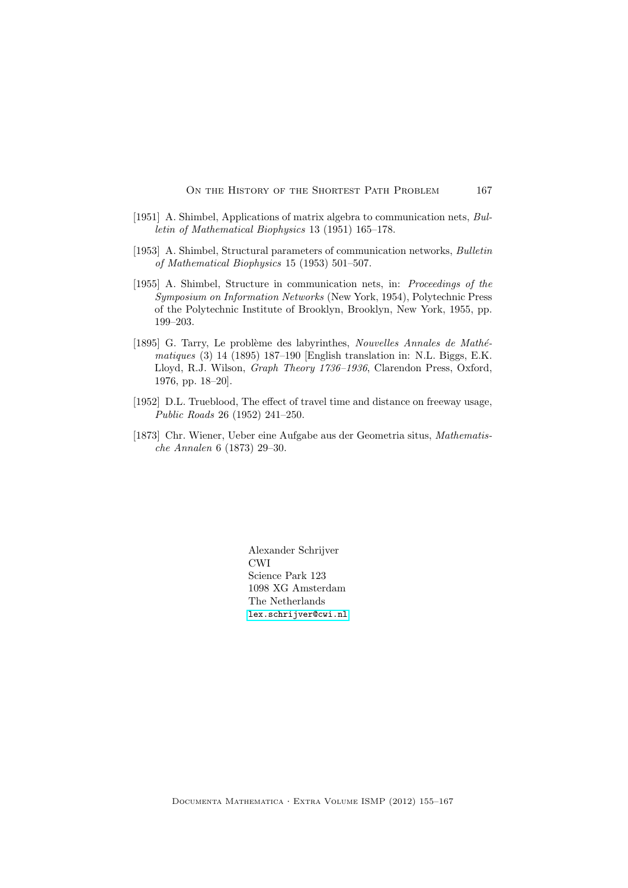[1951] A. Shimbel, Applications of matrix algebra to communication nets, *Bulletin of Mathematical Biophysics* 13 (1951) 165–178.

[1953] A. Shimbel, Structural parameters of communication networks, *Bulletin of Mathematical Biophysics* 15 (1953) 501–507.

[1955] A. Shimbel, Structure in communication nets, in: *Proceedings of the Symposium on Information Networks* (New York, 1954), Polytechnic Press of the Polytechnic Institute of Brooklyn, Brooklyn, New York, 1955, pp. 199–203.

[1895] G. Tarry, Le problème des labyrinthes, *Nouvelles Annales de Mathématiques* (3) 14 (1895) 187–190 [English translation in: N.L. Biggs, E.K. Lloyd, R.J. Wilson, *Graph Theory 1736–1936*, Clarendon Press, Oxford, 1976, pp. 18–20].

[1952] D.L. Trueblood, The effect of travel time and distance on freeway usage, *Public Roads* 26 (1952) 241–250.

[1873] Chr. Wiener, Ueber eine Aufgabe aus der Geometria situs, *Mathematische Annalen* 6 (1873) 29–30.

Alexander Schrijver
CWI
Science Park 123
1098 XG Amsterdam
The Netherlands
lex.schrijver@cwi.nl